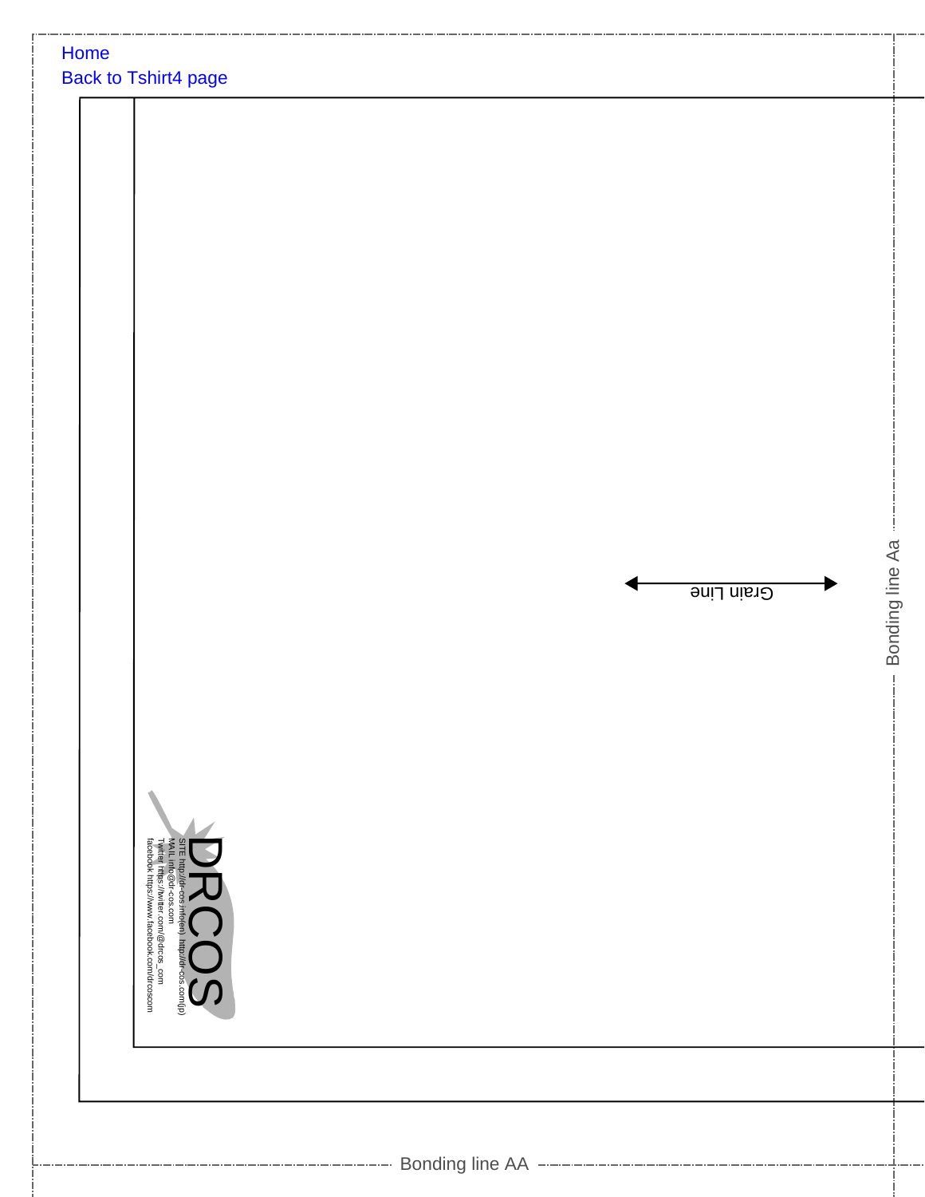Home

Back to Tshirt4 page

Grain Line

Bonding line Aa

DRCOS

SITE http://dr-cos.info(en) http://dr-cos.com(jp)
MAIL info@dr-cos.com
Twitter https://twitter.com/@drcos_com
facebook https://www.facebook.com/drcoscom

Bonding line AA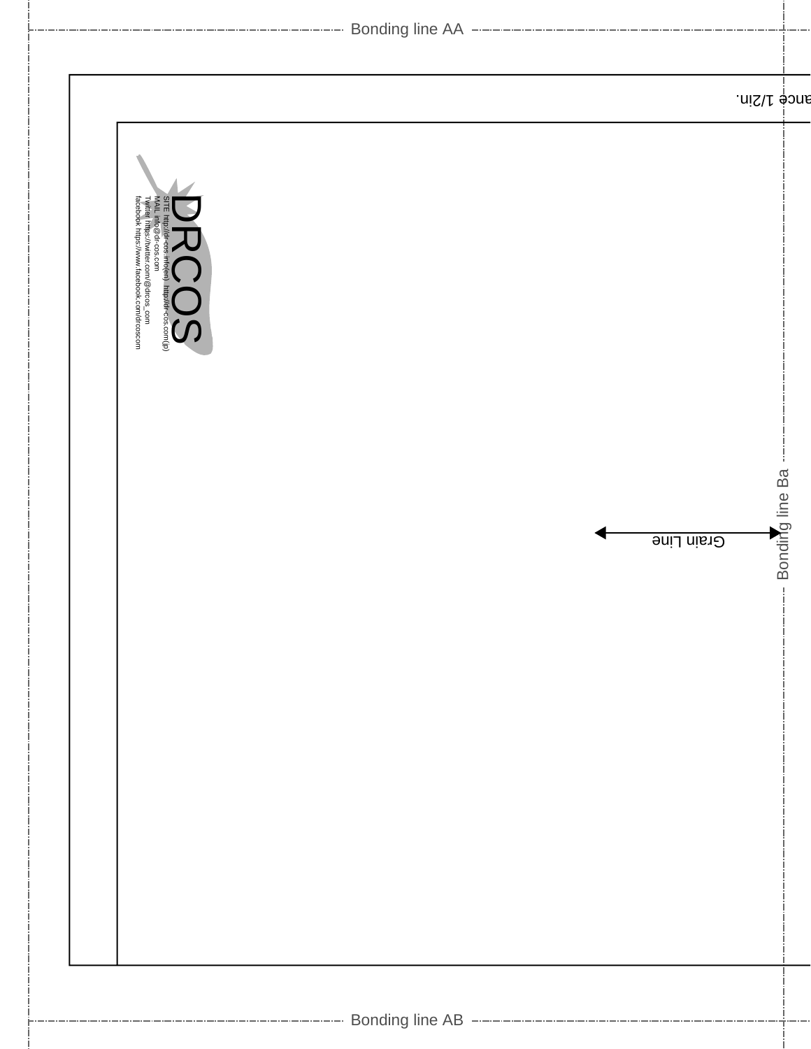Bonding line AA

ance 1/2in.

DRCOS

SITE http://dr-cos.info(en) http://dr-cos.com(jp)
MAIL info@dr-cos.com
Twitter https://twitter.com/@drcos_com
facebook https://www.facebook.com/drcoscom

Grain Line

Bonding line Ba

Bonding line AB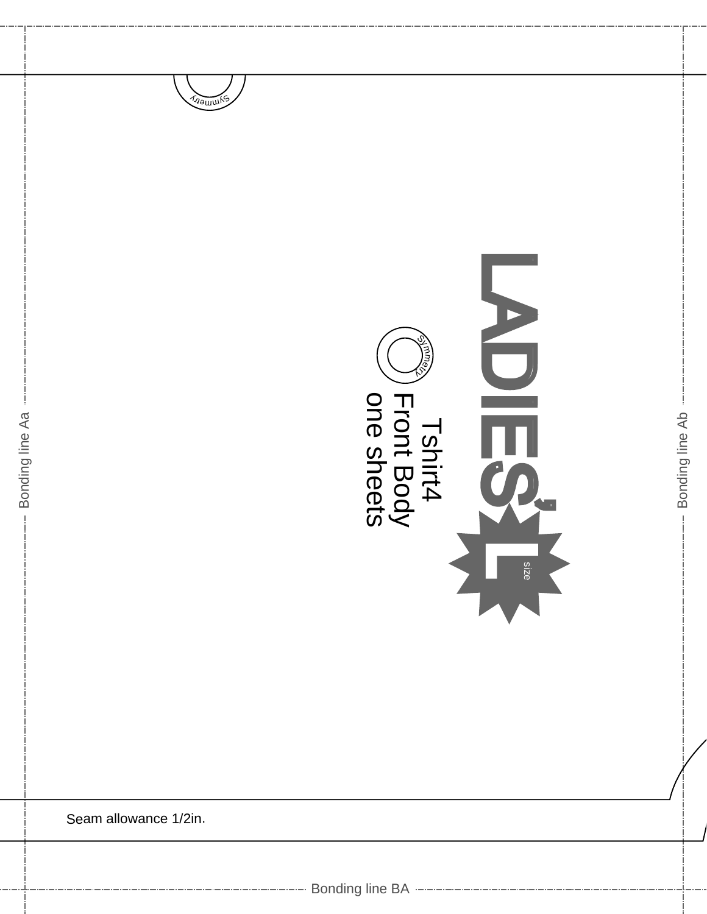Symmetry

LADIES' L size

Symmetry

Tshirt4
Front Body
one sheets

Bonding line Aa

Bonding line Ab

Seam allowance 1/2in.

Bonding line BA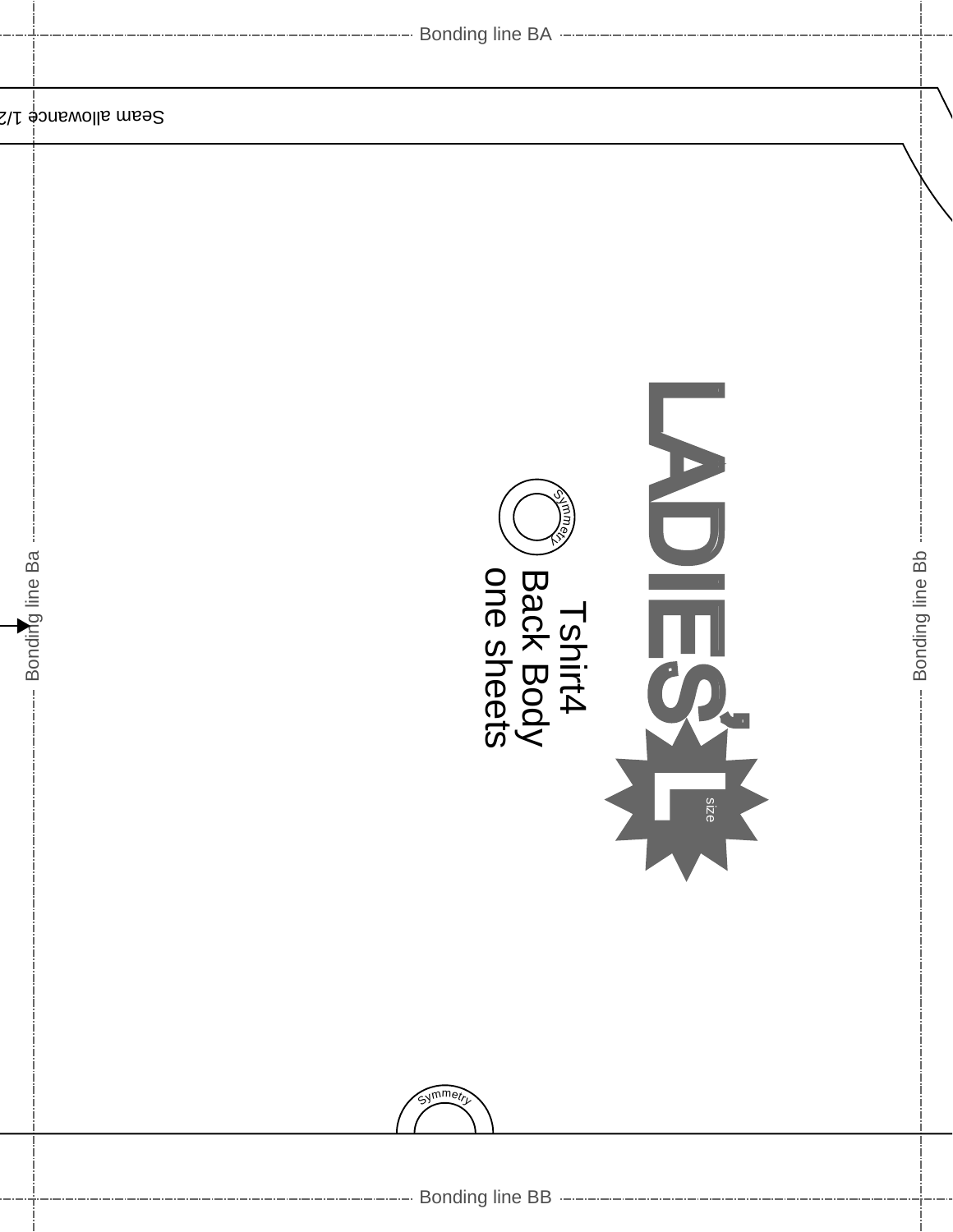Bonding line BA

Seam allowance 1/2

LADIES' L

size

Symmetry

Tshirt4
Back Body
one sheets

Bonding line Ba

Bonding line Bb

Symmetry

Bonding line BB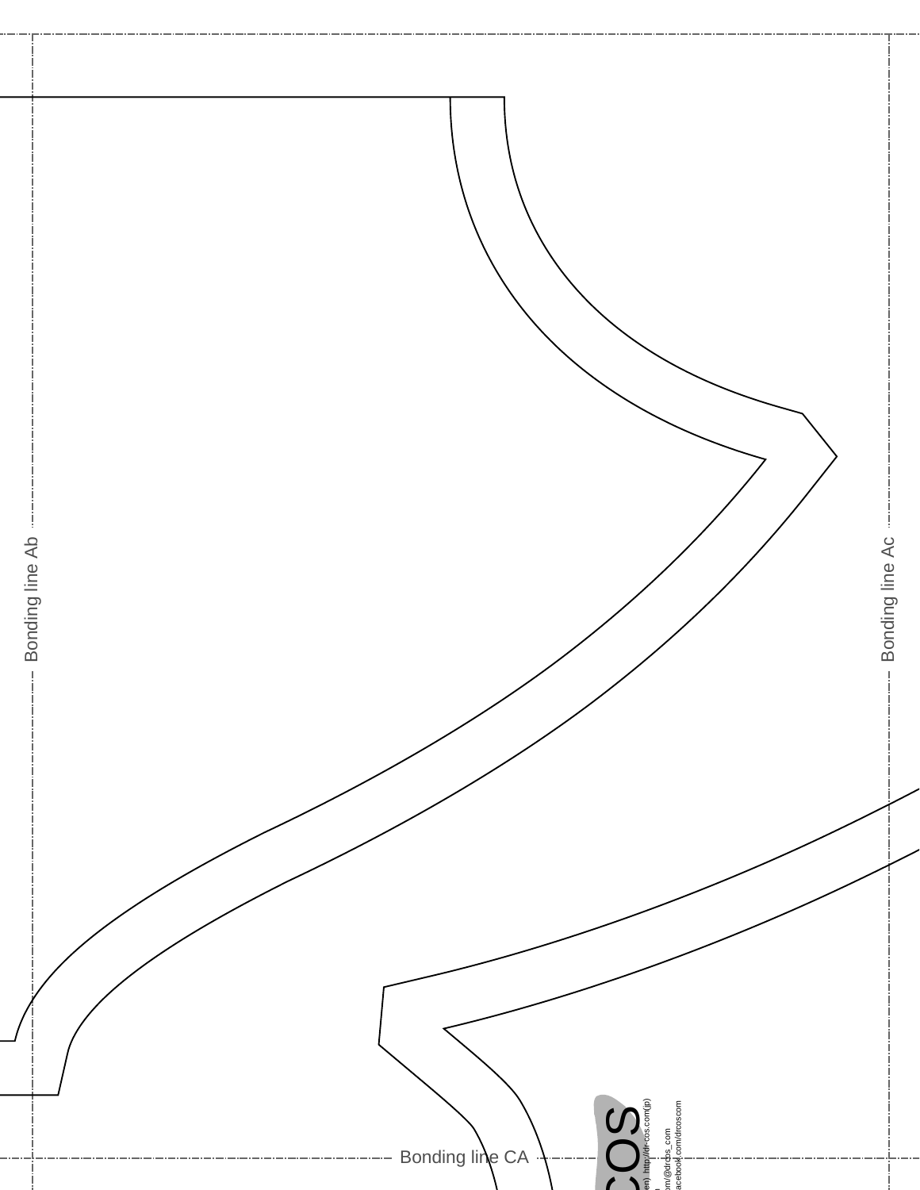Bonding line Ab

Bonding line Ac

Bonding line CA

COS

en) http://dr-cos.com(jp)

om/@drcos_com

acebook.com/drcoscom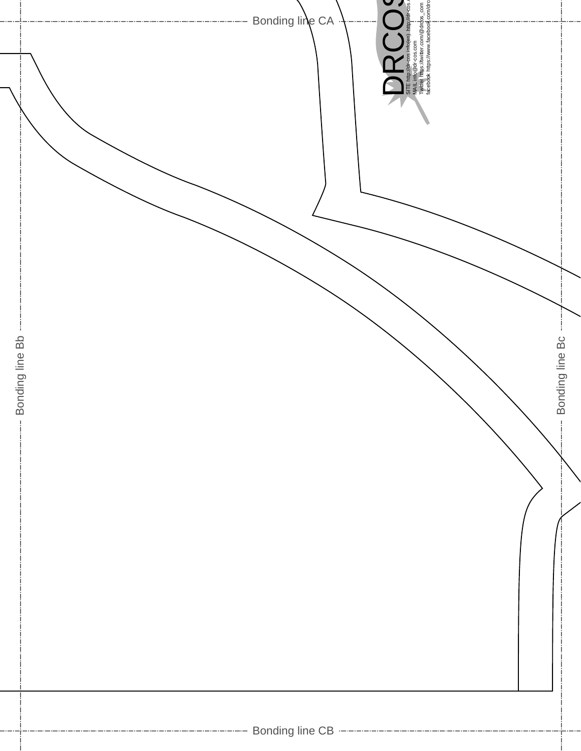Bonding line CA

DRCOS

SITE http://dr-cos.info(en) http://dr-cos.

MAIL info@dr-cos.com

Twitter https://twitter.com/@drcos_com

facebook https://www.facebook.com/drc

Bonding line Bb

Bonding line Bc

Bonding line CB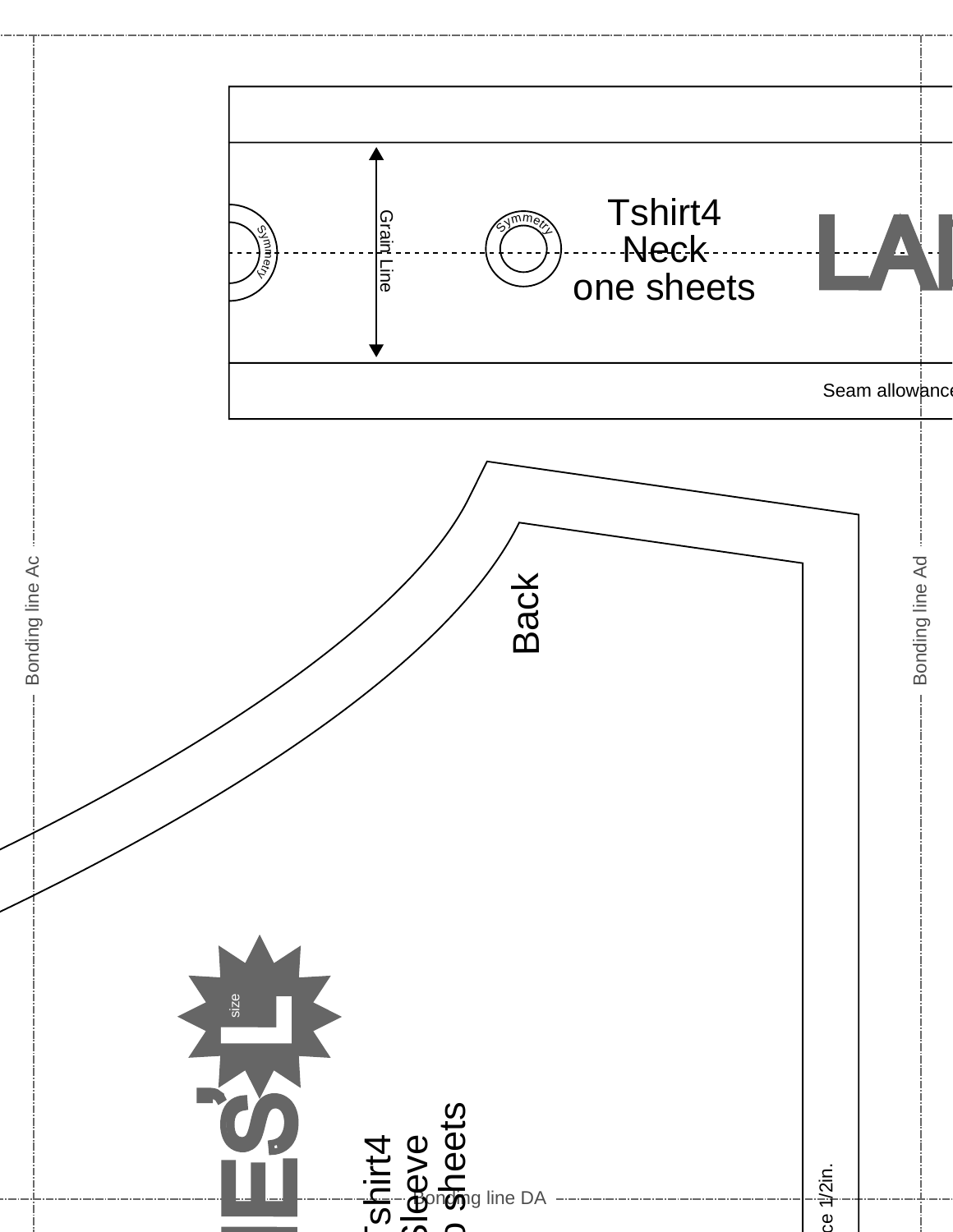Tshirt4
Neck
one sheets

Symmetry

Grain Line

Symmetry

LA

Seam allowance

Bonding line Ac

Bonding line Ad

Back

size

L

IES'

Tshirt4
Sleeve
o sheets

Bonding line DA

ce 1/2in.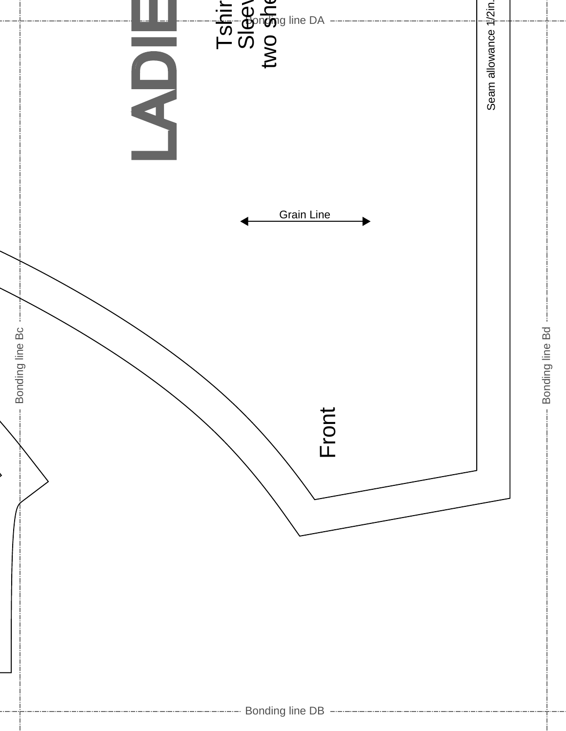Bonding line DA

LADIE

Tshir
Sleev
two she

Seam allowance 1/2in.

Grain Line

Bonding line Bc

Bonding line Bd

Front

Bonding line DB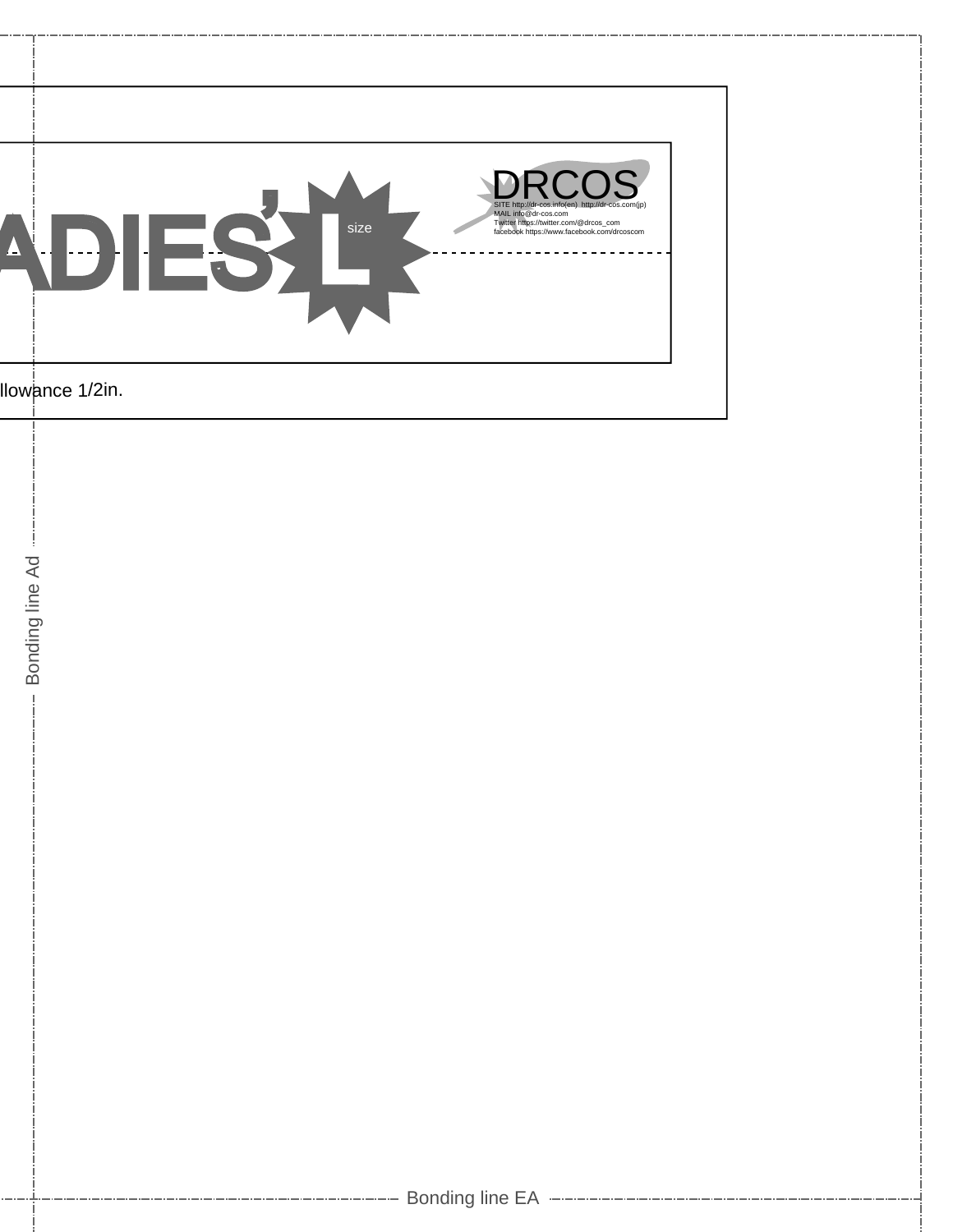ADIES' L

size

DRCOS

SITE http://dr-cos.info(en) http://dr-cos.com(jp)
MAIL info@dr-cos.com
Twitter https://twitter.com/@drcos_com
facebook https://www.facebook.com/drcoscom

llowance 1/2in.

Bonding line Ad

Bonding line EA